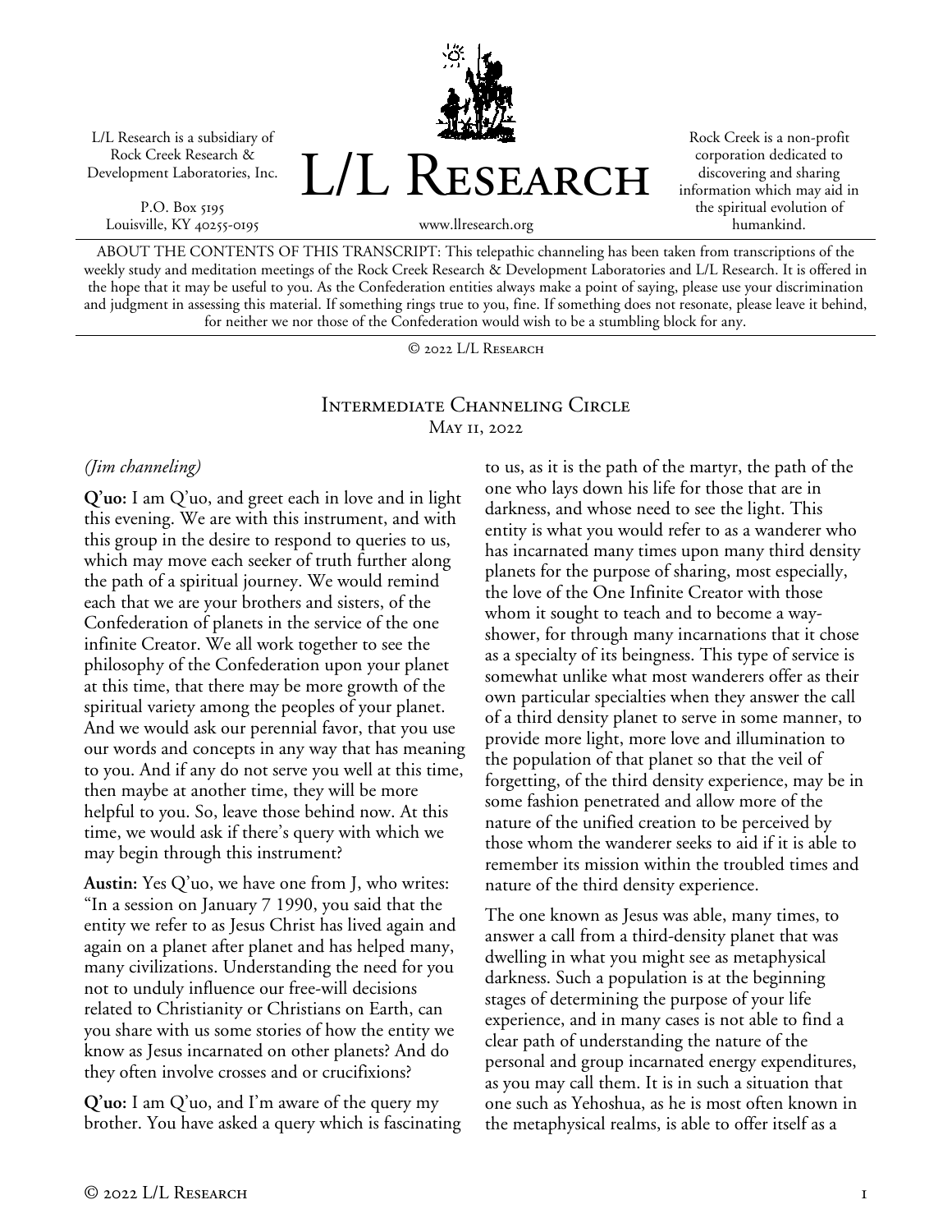L/L Research is a subsidiary of Rock Creek Research & Development Laboratories, Inc.

P.O. Box 5195
Louisville, KY 40255-0195

# L/L Research

www.llresearch.org

Rock Creek is a non-profit corporation dedicated to discovering and sharing information which may aid in the spiritual evolution of humankind.

ABOUT THE CONTENTS OF THIS TRANSCRIPT: This telepathic channeling has been taken from transcriptions of the weekly study and meditation meetings of the Rock Creek Research & Development Laboratories and L/L Research. It is offered in the hope that it may be useful to you. As the Confederation entities always make a point of saying, please use your discrimination and judgment in assessing this material. If something rings true to you, fine. If something does not resonate, please leave it behind, for neither we nor those of the Confederation would wish to be a stumbling block for any.

© 2022 L/L Research

## Intermediate Channeling Circle
May 11, 2022

*(Jim channeling)*

**Q'uo:** I am Q'uo, and greet each in love and in light this evening. We are with this instrument, and with this group in the desire to respond to queries to us, which may move each seeker of truth further along the path of a spiritual journey. We would remind each that we are your brothers and sisters, of the Confederation of planets in the service of the one infinite Creator. We all work together to see the philosophy of the Confederation upon your planet at this time, that there may be more growth of the spiritual variety among the peoples of your planet. And we would ask our perennial favor, that you use our words and concepts in any way that has meaning to you. And if any do not serve you well at this time, then maybe at another time, they will be more helpful to you. So, leave those behind now. At this time, we would ask if there's query with which we may begin through this instrument?

**Austin:** Yes Q'uo, we have one from J, who writes: "In a session on January 7 1990, you said that the entity we refer to as Jesus Christ has lived again and again on a planet after planet and has helped many, many civilizations. Understanding the need for you not to unduly influence our free-will decisions related to Christianity or Christians on Earth, can you share with us some stories of how the entity we know as Jesus incarnated on other planets? And do they often involve crosses and or crucifixions?

**Q'uo:** I am Q'uo, and I'm aware of the query my brother. You have asked a query which is fascinating to us, as it is the path of the martyr, the path of the one who lays down his life for those that are in darkness, and whose need to see the light. This entity is what you would refer to as a wanderer who has incarnated many times upon many third density planets for the purpose of sharing, most especially, the love of the One Infinite Creator with those whom it sought to teach and to become a way-shower, for through many incarnations that it chose as a specialty of its beingness. This type of service is somewhat unlike what most wanderers offer as their own particular specialties when they answer the call of a third density planet to serve in some manner, to provide more light, more love and illumination to the population of that planet so that the veil of forgetting, of the third density experience, may be in some fashion penetrated and allow more of the nature of the unified creation to be perceived by those whom the wanderer seeks to aid if it is able to remember its mission within the troubled times and nature of the third density experience.

The one known as Jesus was able, many times, to answer a call from a third-density planet that was dwelling in what you might see as metaphysical darkness. Such a population is at the beginning stages of determining the purpose of your life experience, and in many cases is not able to find a clear path of understanding the nature of the personal and group incarnated energy expenditures, as you may call them. It is in such a situation that one such as Yehoshua, as he is most often known in the metaphysical realms, is able to offer itself as a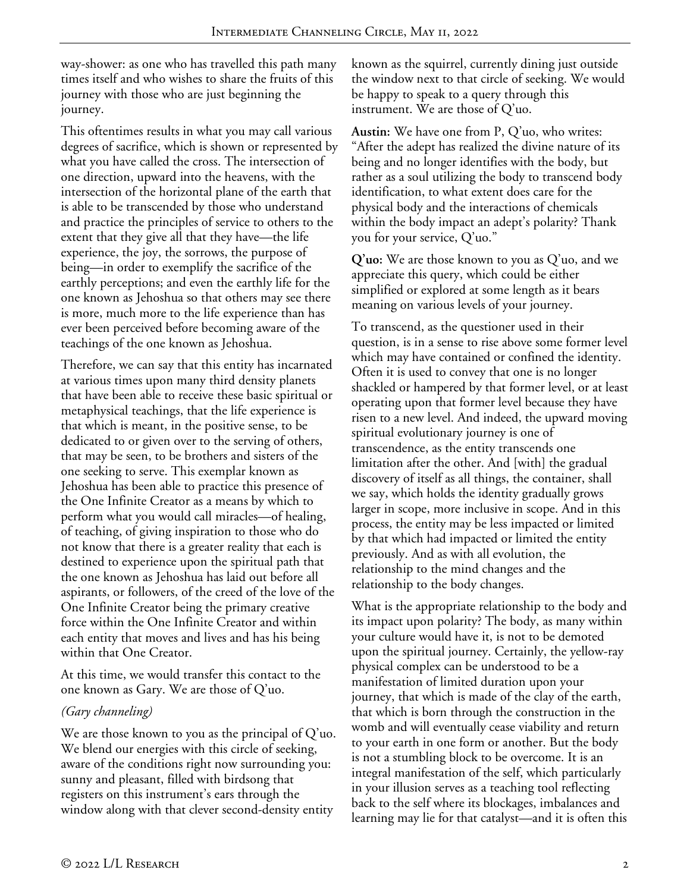way-shower: as one who has travelled this path many times itself and who wishes to share the fruits of this journey with those who are just beginning the journey.

This oftentimes results in what you may call various degrees of sacrifice, which is shown or represented by what you have called the cross. The intersection of one direction, upward into the heavens, with the intersection of the horizontal plane of the earth that is able to be transcended by those who understand and practice the principles of service to others to the extent that they give all that they have—the life experience, the joy, the sorrows, the purpose of being—in order to exemplify the sacrifice of the earthly perceptions; and even the earthly life for the one known as Jehoshua so that others may see there is more, much more to the life experience than has ever been perceived before becoming aware of the teachings of the one known as Jehoshua.

Therefore, we can say that this entity has incarnated at various times upon many third density planets that have been able to receive these basic spiritual or metaphysical teachings, that the life experience is that which is meant, in the positive sense, to be dedicated to or given over to the serving of others, that may be seen, to be brothers and sisters of the one seeking to serve. This exemplar known as Jehoshua has been able to practice this presence of the One Infinite Creator as a means by which to perform what you would call miracles—of healing, of teaching, of giving inspiration to those who do not know that there is a greater reality that each is destined to experience upon the spiritual path that the one known as Jehoshua has laid out before all aspirants, or followers, of the creed of the love of the One Infinite Creator being the primary creative force within the One Infinite Creator and within each entity that moves and lives and has his being within that One Creator.

At this time, we would transfer this contact to the one known as Gary. We are those of Q'uo.

*(Gary channeling)*

We are those known to you as the principal of Q'uo. We blend our energies with this circle of seeking, aware of the conditions right now surrounding you: sunny and pleasant, filled with birdsong that registers on this instrument's ears through the window along with that clever second-density entity known as the squirrel, currently dining just outside the window next to that circle of seeking. We would be happy to speak to a query through this instrument. We are those of Q'uo.

**Austin:** We have one from P, Q'uo, who writes: "After the adept has realized the divine nature of its being and no longer identifies with the body, but rather as a soul utilizing the body to transcend body identification, to what extent does care for the physical body and the interactions of chemicals within the body impact an adept's polarity? Thank you for your service, Q'uo."

**Q'uo:** We are those known to you as Q'uo, and we appreciate this query, which could be either simplified or explored at some length as it bears meaning on various levels of your journey.

To transcend, as the questioner used in their question, is in a sense to rise above some former level which may have contained or confined the identity. Often it is used to convey that one is no longer shackled or hampered by that former level, or at least operating upon that former level because they have risen to a new level. And indeed, the upward moving spiritual evolutionary journey is one of transcendence, as the entity transcends one limitation after the other. And [with] the gradual discovery of itself as all things, the container, shall we say, which holds the identity gradually grows larger in scope, more inclusive in scope. And in this process, the entity may be less impacted or limited by that which had impacted or limited the entity previously. And as with all evolution, the relationship to the mind changes and the relationship to the body changes.

What is the appropriate relationship to the body and its impact upon polarity? The body, as many within your culture would have it, is not to be demoted upon the spiritual journey. Certainly, the yellow-ray physical complex can be understood to be a manifestation of limited duration upon your journey, that which is made of the clay of the earth, that which is born through the construction in the womb and will eventually cease viability and return to your earth in one form or another. But the body is not a stumbling block to be overcome. It is an integral manifestation of the self, which particularly in your illusion serves as a teaching tool reflecting back to the self where its blockages, imbalances and learning may lie for that catalyst—and it is often this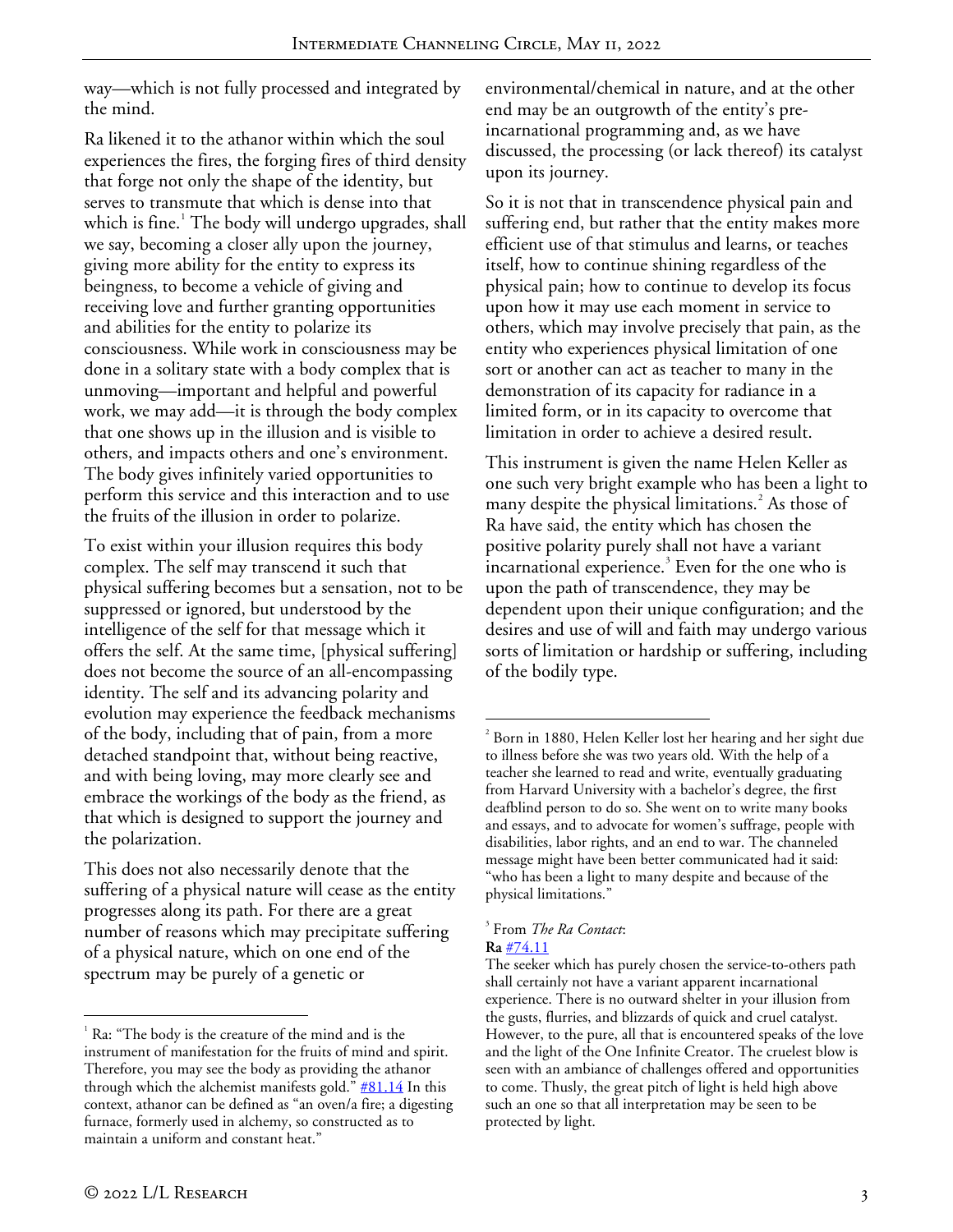way—which is not fully processed and integrated by the mind.

Ra likened it to the athanor within which the soul experiences the fires, the forging fires of third density that forge not only the shape of the identity, but serves to transmute that which is dense into that which is fine.[1] The body will undergo upgrades, shall we say, becoming a closer ally upon the journey, giving more ability for the entity to express its beingness, to become a vehicle of giving and receiving love and further granting opportunities and abilities for the entity to polarize its consciousness. While work in consciousness may be done in a solitary state with a body complex that is unmoving—important and helpful and powerful work, we may add—it is through the body complex that one shows up in the illusion and is visible to others, and impacts others and one's environment. The body gives infinitely varied opportunities to perform this service and this interaction and to use the fruits of the illusion in order to polarize.

To exist within your illusion requires this body complex. The self may transcend it such that physical suffering becomes but a sensation, not to be suppressed or ignored, but understood by the intelligence of the self for that message which it offers the self. At the same time, [physical suffering] does not become the source of an all-encompassing identity. The self and its advancing polarity and evolution may experience the feedback mechanisms of the body, including that of pain, from a more detached standpoint that, without being reactive, and with being loving, may more clearly see and embrace the workings of the body as the friend, as that which is designed to support the journey and the polarization.

This does not also necessarily denote that the suffering of a physical nature will cease as the entity progresses along its path. For there are a great number of reasons which may precipitate suffering of a physical nature, which on one end of the spectrum may be purely of a genetic or environmental/chemical in nature, and at the other end may be an outgrowth of the entity's pre-incarnational programming and, as we have discussed, the processing (or lack thereof) its catalyst upon its journey.

So it is not that in transcendence physical pain and suffering end, but rather that the entity makes more efficient use of that stimulus and learns, or teaches itself, how to continue shining regardless of the physical pain; how to continue to develop its focus upon how it may use each moment in service to others, which may involve precisely that pain, as the entity who experiences physical limitation of one sort or another can act as teacher to many in the demonstration of its capacity for radiance in a limited form, or in its capacity to overcome that limitation in order to achieve a desired result.

This instrument is given the name Helen Keller as one such very bright example who has been a light to many despite the physical limitations.[2] As those of Ra have said, the entity which has chosen the positive polarity purely shall not have a variant incarnational experience.[3] Even for the one who is upon the path of transcendence, they may be dependent upon their unique configuration; and the desires and use of will and faith may undergo various sorts of limitation or hardship or suffering, including of the bodily type.

---

[1] Ra: "The body is the creature of the mind and is the instrument of manifestation for the fruits of mind and spirit. Therefore, you may see the body as providing the athanor through which the alchemist manifests gold." #81.14 In this context, athanor can be defined as "an oven/a fire; a digesting furnace, formerly used in alchemy, so constructed as to maintain a uniform and constant heat."

[2] Born in 1880, Helen Keller lost her hearing and her sight due to illness before she was two years old. With the help of a teacher she learned to read and write, eventually graduating from Harvard University with a bachelor's degree, the first deafblind person to do so. She went on to write many books and essays, and to advocate for women's suffrage, people with disabilities, labor rights, and an end to war. The channeled message might have been better communicated had it said: "who has been a light to many despite and because of the physical limitations."

[3] From *The Ra Contact*:
**Ra** #74.11
The seeker which has purely chosen the service-to-others path shall certainly not have a variant apparent incarnational experience. There is no outward shelter in your illusion from the gusts, flurries, and blizzards of quick and cruel catalyst. However, to the pure, all that is encountered speaks of the love and the light of the One Infinite Creator. The cruelest blow is seen with an ambiance of challenges offered and opportunities to come. Thusly, the great pitch of light is held high above such an one so that all interpretation may be seen to be protected by light.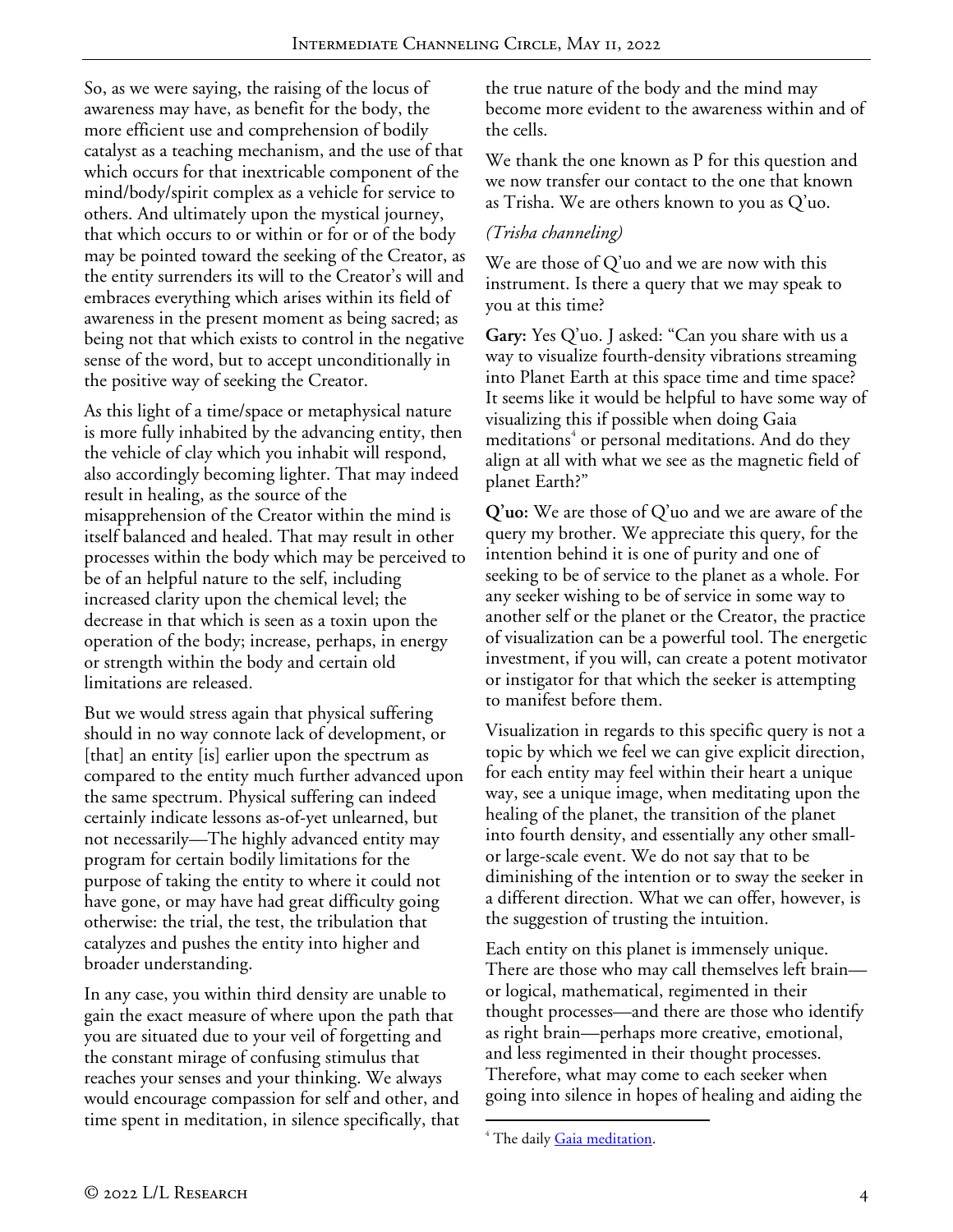So, as we were saying, the raising of the locus of awareness may have, as benefit for the body, the more efficient use and comprehension of bodily catalyst as a teaching mechanism, and the use of that which occurs for that inextricable component of the mind/body/spirit complex as a vehicle for service to others. And ultimately upon the mystical journey, that which occurs to or within or for or of the body may be pointed toward the seeking of the Creator, as the entity surrenders its will to the Creator's will and embraces everything which arises within its field of awareness in the present moment as being sacred; as being not that which exists to control in the negative sense of the word, but to accept unconditionally in the positive way of seeking the Creator.

As this light of a time/space or metaphysical nature is more fully inhabited by the advancing entity, then the vehicle of clay which you inhabit will respond, also accordingly becoming lighter. That may indeed result in healing, as the source of the misapprehension of the Creator within the mind is itself balanced and healed. That may result in other processes within the body which may be perceived to be of an helpful nature to the self, including increased clarity upon the chemical level; the decrease in that which is seen as a toxin upon the operation of the body; increase, perhaps, in energy or strength within the body and certain old limitations are released.

But we would stress again that physical suffering should in no way connote lack of development, or [that] an entity [is] earlier upon the spectrum as compared to the entity much further advanced upon the same spectrum. Physical suffering can indeed certainly indicate lessons as-of-yet unlearned, but not necessarily—The highly advanced entity may program for certain bodily limitations for the purpose of taking the entity to where it could not have gone, or may have had great difficulty going otherwise: the trial, the test, the tribulation that catalyzes and pushes the entity into higher and broader understanding.

In any case, you within third density are unable to gain the exact measure of where upon the path that you are situated due to your veil of forgetting and the constant mirage of confusing stimulus that reaches your senses and your thinking. We always would encourage compassion for self and other, and time spent in meditation, in silence specifically, that the true nature of the body and the mind may become more evident to the awareness within and of the cells.

We thank the one known as P for this question and we now transfer our contact to the one that known as Trisha. We are others known to you as Q'uo.

*(Trisha channeling)*

We are those of Q'uo and we are now with this instrument. Is there a query that we may speak to you at this time?

**Gary:** Yes Q'uo. J asked: "Can you share with us a way to visualize fourth-density vibrations streaming into Planet Earth at this space time and time space? It seems like it would be helpful to have some way of visualizing this if possible when doing Gaia meditations[4] or personal meditations. And do they align at all with what we see as the magnetic field of planet Earth?"

**Q'uo:** We are those of Q'uo and we are aware of the query my brother. We appreciate this query, for the intention behind it is one of purity and one of seeking to be of service to the planet as a whole. For any seeker wishing to be of service in some way to another self or the planet or the Creator, the practice of visualization can be a powerful tool. The energetic investment, if you will, can create a potent motivator or instigator for that which the seeker is attempting to manifest before them.

Visualization in regards to this specific query is not a topic by which we feel we can give explicit direction, for each entity may feel within their heart a unique way, see a unique image, when meditating upon the healing of the planet, the transition of the planet into fourth density, and essentially any other small- or large-scale event. We do not say that to be diminishing of the intention or to sway the seeker in a different direction. What we can offer, however, is the suggestion of trusting the intuition.

Each entity on this planet is immensely unique. There are those who may call themselves left brain—or logical, mathematical, regimented in their thought processes—and there are those who identify as right brain—perhaps more creative, emotional, and less regimented in their thought processes. Therefore, what may come to each seeker when going into silence in hopes of healing and aiding the

[4] The daily Gaia meditation.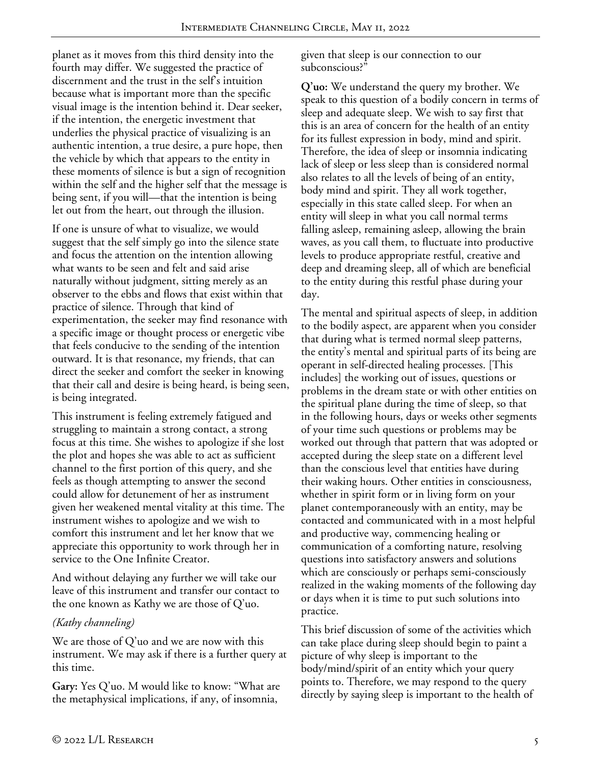planet as it moves from this third density into the fourth may differ. We suggested the practice of discernment and the trust in the self's intuition because what is important more than the specific visual image is the intention behind it. Dear seeker, if the intention, the energetic investment that underlies the physical practice of visualizing is an authentic intention, a true desire, a pure hope, then the vehicle by which that appears to the entity in these moments of silence is but a sign of recognition within the self and the higher self that the message is being sent, if you will—that the intention is being let out from the heart, out through the illusion.

If one is unsure of what to visualize, we would suggest that the self simply go into the silence state and focus the attention on the intention allowing what wants to be seen and felt and said arise naturally without judgment, sitting merely as an observer to the ebbs and flows that exist within that practice of silence. Through that kind of experimentation, the seeker may find resonance with a specific image or thought process or energetic vibe that feels conducive to the sending of the intention outward. It is that resonance, my friends, that can direct the seeker and comfort the seeker in knowing that their call and desire is being heard, is being seen, is being integrated.

This instrument is feeling extremely fatigued and struggling to maintain a strong contact, a strong focus at this time. She wishes to apologize if she lost the plot and hopes she was able to act as sufficient channel to the first portion of this query, and she feels as though attempting to answer the second could allow for detunement of her as instrument given her weakened mental vitality at this time. The instrument wishes to apologize and we wish to comfort this instrument and let her know that we appreciate this opportunity to work through her in service to the One Infinite Creator.

And without delaying any further we will take our leave of this instrument and transfer our contact to the one known as Kathy we are those of Q'uo.

*(Kathy channeling)*

We are those of Q'uo and we are now with this instrument. We may ask if there is a further query at this time.

**Gary:** Yes Q'uo. M would like to know: "What are the metaphysical implications, if any, of insomnia, given that sleep is our connection to our subconscious?"

**Q'uo:** We understand the query my brother. We speak to this question of a bodily concern in terms of sleep and adequate sleep. We wish to say first that this is an area of concern for the health of an entity for its fullest expression in body, mind and spirit. Therefore, the idea of sleep or insomnia indicating lack of sleep or less sleep than is considered normal also relates to all the levels of being of an entity, body mind and spirit. They all work together, especially in this state called sleep. For when an entity will sleep in what you call normal terms falling asleep, remaining asleep, allowing the brain waves, as you call them, to fluctuate into productive levels to produce appropriate restful, creative and deep and dreaming sleep, all of which are beneficial to the entity during this restful phase during your day.

The mental and spiritual aspects of sleep, in addition to the bodily aspect, are apparent when you consider that during what is termed normal sleep patterns, the entity's mental and spiritual parts of its being are operant in self-directed healing processes. [This includes] the working out of issues, questions or problems in the dream state or with other entities on the spiritual plane during the time of sleep, so that in the following hours, days or weeks other segments of your time such questions or problems may be worked out through that pattern that was adopted or accepted during the sleep state on a different level than the conscious level that entities have during their waking hours. Other entities in consciousness, whether in spirit form or in living form on your planet contemporaneously with an entity, may be contacted and communicated with in a most helpful and productive way, commencing healing or communication of a comforting nature, resolving questions into satisfactory answers and solutions which are consciously or perhaps semi-consciously realized in the waking moments of the following day or days when it is time to put such solutions into practice.

This brief discussion of some of the activities which can take place during sleep should begin to paint a picture of why sleep is important to the body/mind/spirit of an entity which your query points to. Therefore, we may respond to the query directly by saying sleep is important to the health of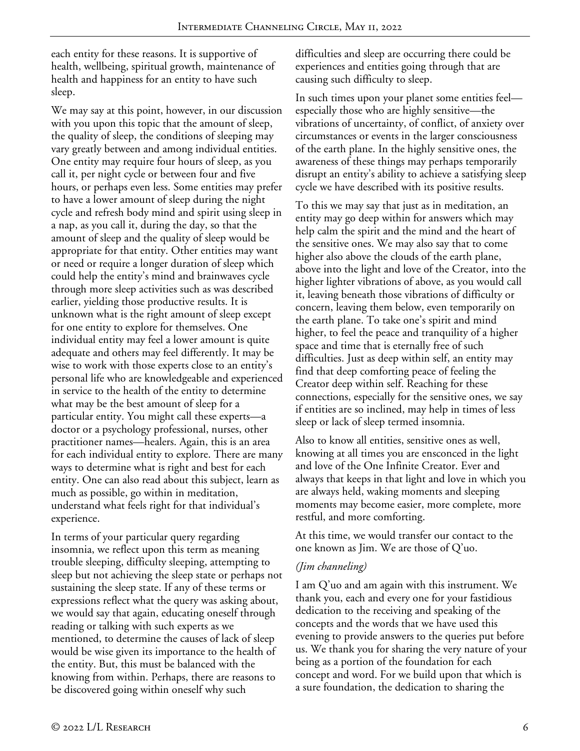each entity for these reasons. It is supportive of health, wellbeing, spiritual growth, maintenance of health and happiness for an entity to have such sleep.

We may say at this point, however, in our discussion with you upon this topic that the amount of sleep, the quality of sleep, the conditions of sleeping may vary greatly between and among individual entities. One entity may require four hours of sleep, as you call it, per night cycle or between four and five hours, or perhaps even less. Some entities may prefer to have a lower amount of sleep during the night cycle and refresh body mind and spirit using sleep in a nap, as you call it, during the day, so that the amount of sleep and the quality of sleep would be appropriate for that entity. Other entities may want or need or require a longer duration of sleep which could help the entity's mind and brainwaves cycle through more sleep activities such as was described earlier, yielding those productive results. It is unknown what is the right amount of sleep except for one entity to explore for themselves. One individual entity may feel a lower amount is quite adequate and others may feel differently. It may be wise to work with those experts close to an entity's personal life who are knowledgeable and experienced in service to the health of the entity to determine what may be the best amount of sleep for a particular entity. You might call these experts—a doctor or a psychology professional, nurses, other practitioner names—healers. Again, this is an area for each individual entity to explore. There are many ways to determine what is right and best for each entity. One can also read about this subject, learn as much as possible, go within in meditation, understand what feels right for that individual's experience.

In terms of your particular query regarding insomnia, we reflect upon this term as meaning trouble sleeping, difficulty sleeping, attempting to sleep but not achieving the sleep state or perhaps not sustaining the sleep state. If any of these terms or expressions reflect what the query was asking about, we would say that again, educating oneself through reading or talking with such experts as we mentioned, to determine the causes of lack of sleep would be wise given its importance to the health of the entity. But, this must be balanced with the knowing from within. Perhaps, there are reasons to be discovered going within oneself why such difficulties and sleep are occurring there could be experiences and entities going through that are causing such difficulty to sleep.

In such times upon your planet some entities feel—especially those who are highly sensitive—the vibrations of uncertainty, of conflict, of anxiety over circumstances or events in the larger consciousness of the earth plane. In the highly sensitive ones, the awareness of these things may perhaps temporarily disrupt an entity's ability to achieve a satisfying sleep cycle we have described with its positive results.

To this we may say that just as in meditation, an entity may go deep within for answers which may help calm the spirit and the mind and the heart of the sensitive ones. We may also say that to come higher also above the clouds of the earth plane, above into the light and love of the Creator, into the higher lighter vibrations of above, as you would call it, leaving beneath those vibrations of difficulty or concern, leaving them below, even temporarily on the earth plane. To take one's spirit and mind higher, to feel the peace and tranquility of a higher space and time that is eternally free of such difficulties. Just as deep within self, an entity may find that deep comforting peace of feeling the Creator deep within self. Reaching for these connections, especially for the sensitive ones, we say if entities are so inclined, may help in times of less sleep or lack of sleep termed insomnia.

Also to know all entities, sensitive ones as well, knowing at all times you are ensconced in the light and love of the One Infinite Creator. Ever and always that keeps in that light and love in which you are always held, waking moments and sleeping moments may become easier, more complete, more restful, and more comforting.

At this time, we would transfer our contact to the one known as Jim. We are those of Q'uo.

*(Jim channeling)*

I am Q'uo and am again with this instrument. We thank you, each and every one for your fastidious dedication to the receiving and speaking of the concepts and the words that we have used this evening to provide answers to the queries put before us. We thank you for sharing the very nature of your being as a portion of the foundation for each concept and word. For we build upon that which is a sure foundation, the dedication to sharing the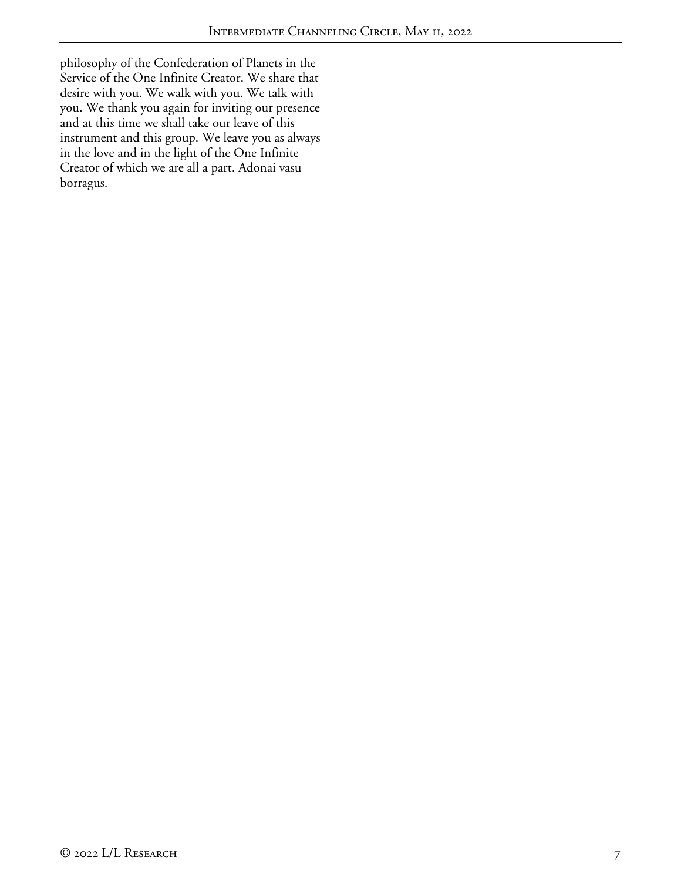philosophy of the Confederation of Planets in the Service of the One Infinite Creator. We share that desire with you. We walk with you. We talk with you. We thank you again for inviting our presence and at this time we shall take our leave of this instrument and this group. We leave you as always in the love and in the light of the One Infinite Creator of which we are all a part. Adonai vasu borragus.